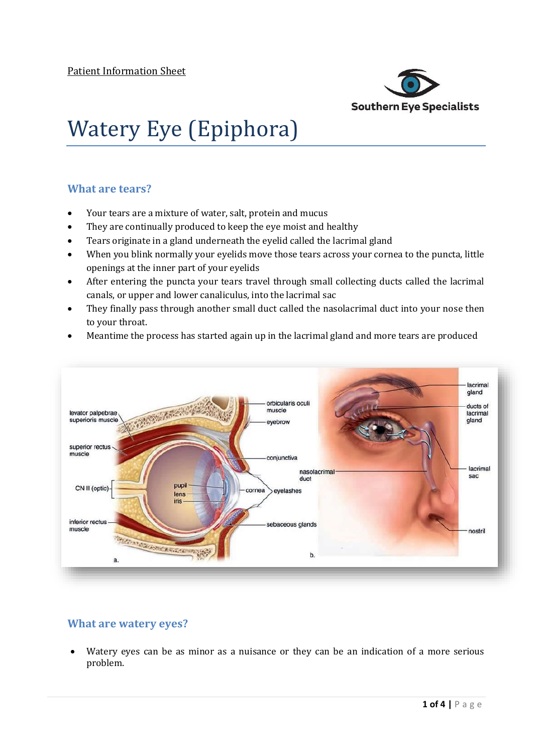Patient Information Sheet

Southern Eye Specialists

# Watery Eye (Epiphora)

## What are tears?

- Your tears are a mixture of water, salt, protein and mucus
- They are continually produced to keep the eye moist and healthy
- Tears originate in a gland underneath the eyelid called the lacrimal gland
- When you blink normally your eyelids move those tears across your cornea to the puncta, little openings at the inner part of your eyelids
- After entering the puncta your tears travel through small collecting ducts called the lacrimal canals, or upper and lower canaliculus, into the lacrimal sac
- They finally pass through another small duct called the nasolacrimal duct into your nose then to your throat.
- Meantime the process has started again up in the lacrimal gland and more tears are produced

## What are watery eyes?

- Watery eyes can be as minor as a nuisance or they can be an indication of a more serious problem.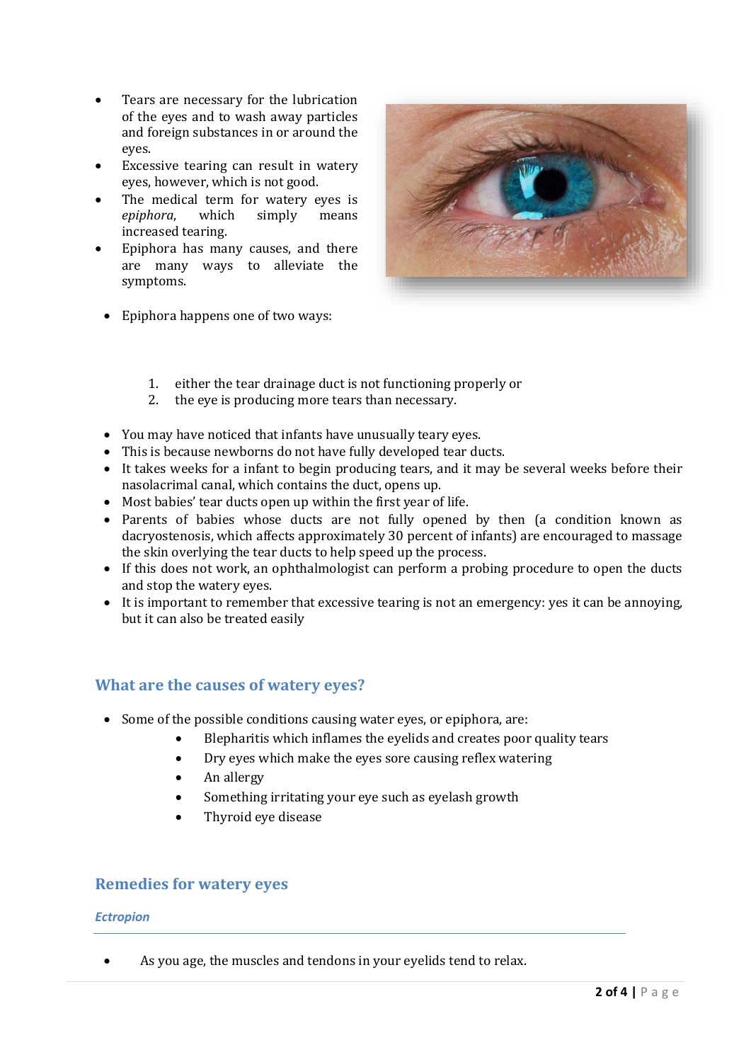- Tears are necessary for the lubrication of the eyes and to wash away particles and foreign substances in or around the eyes.
- Excessive tearing can result in watery eyes, however, which is not good.
- The medical term for watery eyes is *epiphora*, which simply means increased tearing.
- Epiphora has many causes, and there are many ways to alleviate the symptoms.
- Epiphora happens one of two ways:

1. either the tear drainage duct is not functioning properly or
2. the eye is producing more tears than necessary.

- You may have noticed that infants have unusually teary eyes.
- This is because newborns do not have fully developed tear ducts.
- It takes weeks for a infant to begin producing tears, and it may be several weeks before their nasolacrimal canal, which contains the duct, opens up.
- Most babies' tear ducts open up within the first year of life.
- Parents of babies whose ducts are not fully opened by then (a condition known as dacryostenosis, which affects approximately 30 percent of infants) are encouraged to massage the skin overlying the tear ducts to help speed up the process.
- If this does not work, an ophthalmologist can perform a probing procedure to open the ducts and stop the watery eyes.
- It is important to remember that excessive tearing is not an emergency: yes it can be annoying, but it can also be treated easily

## What are the causes of watery eyes?

- Some of the possible conditions causing water eyes, or epiphora, are:
  - Blepharitis which inflames the eyelids and creates poor quality tears
  - Dry eyes which make the eyes sore causing reflex watering
  - An allergy
  - Something irritating your eye such as eyelash growth
  - Thyroid eye disease

## Remedies for watery eyes

### *Ectropion*

- As you age, the muscles and tendons in your eyelids tend to relax.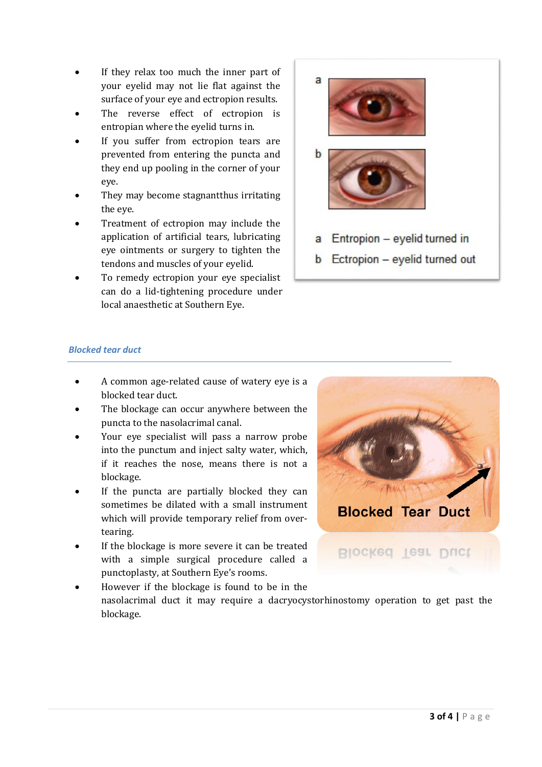- If they relax too much the inner part of your eyelid may not lie flat against the surface of your eye and ectropion results.
- The reverse effect of ectropion is entropian where the eyelid turns in.
- If you suffer from ectropion tears are prevented from entering the puncta and they end up pooling in the corner of your eye.
- They may become stagnantthus irritating the eye.
- Treatment of ectropion may include the application of artificial tears, lubricating eye ointments or surgery to tighten the tendons and muscles of your eyelid.
- To remedy ectropion your eye specialist can do a lid-tightening procedure under local anaesthetic at Southern Eye.

a Entropion – eyelid turned in

b Ectropion – eyelid turned out

### *Blocked tear duct*

- A common age-related cause of watery eye is a blocked tear duct.
- The blockage can occur anywhere between the puncta to the nasolacrimal canal.
- Your eye specialist will pass a narrow probe into the punctum and inject salty water, which, if it reaches the nose, means there is not a blockage.
- If the puncta are partially blocked they can sometimes be dilated with a small instrument which will provide temporary relief from over-tearing.
- If the blockage is more severe it can be treated with a simple surgical procedure called a punctoplasty, at Southern Eye's rooms.
- However if the blockage is found to be in the nasolacrimal duct it may require a dacryocystorhinostomy operation to get past the blockage.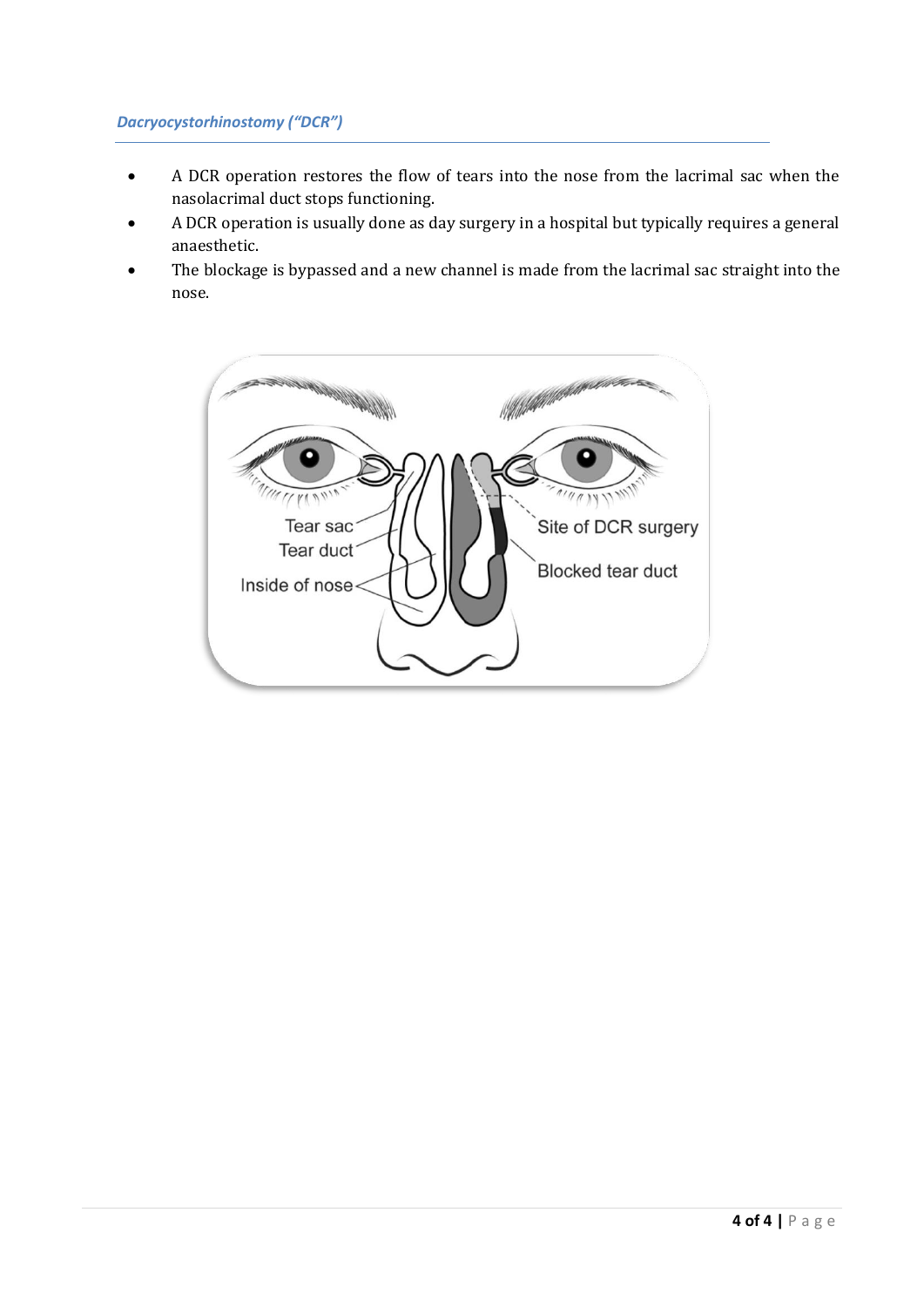### *Dacryocystorhinostomy ("DCR")*

- A DCR operation restores the flow of tears into the nose from the lacrimal sac when the nasolacrimal duct stops functioning.
- A DCR operation is usually done as day surgery in a hospital but typically requires a general anaesthetic.
- The blockage is bypassed and a new channel is made from the lacrimal sac straight into the nose.

Tear sac

Tear duct

Inside of nose

Site of DCR surgery

Blocked tear duct